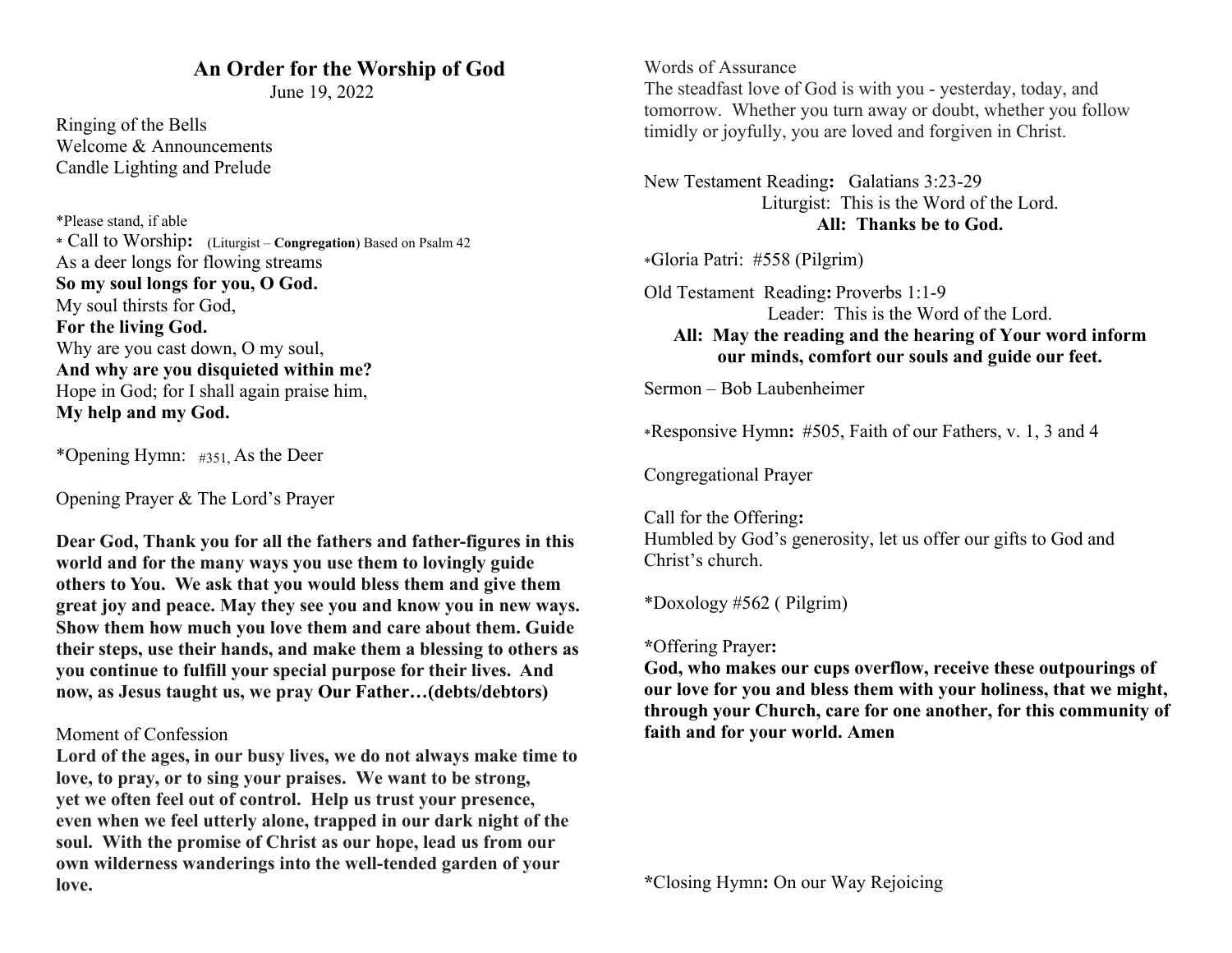# An Order for the Worship of God

June 19, 2022

Ringing of the Bells
Welcome & Announcements
Candle Lighting and Prelude

*Please stand, if able

* Call to Worship**:** (Liturgist – **Congregation**) Based on Psalm 42
As a deer longs for flowing streams
**So my soul longs for you, O God.**
My soul thirsts for God,
**For the living God.**
Why are you cast down, O my soul,
**And why are you disquieted within me?**
Hope in God; for I shall again praise him,
**My help and my God.**

*Opening Hymn: #351, As the Deer

Opening Prayer & The Lord's Prayer

**Dear God, Thank you for all the fathers and father-figures in this world and for the many ways you use them to lovingly guide others to You. We ask that you would bless them and give them great joy and peace. May they see you and know you in new ways. Show them how much you love them and care about them. Guide their steps, use their hands, and make them a blessing to others as you continue to fulfill your special purpose for their lives. And now, as Jesus taught us, we pray Our Father…(debts/debtors)**

Moment of Confession

**Lord of the ages, in our busy lives, we do not always make time to love, to pray, or to sing your praises. We want to be strong, yet we often feel out of control. Help us trust your presence, even when we feel utterly alone, trapped in our dark night of the soul. With the promise of Christ as our hope, lead us from our own wilderness wanderings into the well-tended garden of your love.**

Words of Assurance
The steadfast love of God is with you - yesterday, today, and tomorrow. Whether you turn away or doubt, whether you follow timidly or joyfully, you are loved and forgiven in Christ.

New Testament Reading**:** Galatians 3:23-29
Liturgist: This is the Word of the Lord.
**All: Thanks be to God.**

*Gloria Patri: #558 (Pilgrim)

Old Testament Reading**:** Proverbs 1:1-9
Leader: This is the Word of the Lord.
**All: May the reading and the hearing of Your word inform our minds, comfort our souls and guide our feet.**

Sermon – Bob Laubenheimer

*Responsive Hymn**:** #505, Faith of our Fathers, v. 1, 3 and 4

Congregational Prayer

Call for the Offering**:**
Humbled by God's generosity, let us offer our gifts to God and Christ's church.

*Doxology #562 ( Pilgrim)

**\***Offering Prayer**:**
**God, who makes our cups overflow, receive these outpourings of our love for you and bless them with your holiness, that we might, through your Church, care for one another, for this community of faith and for your world. Amen**

**\***Closing Hymn**:** On our Way Rejoicing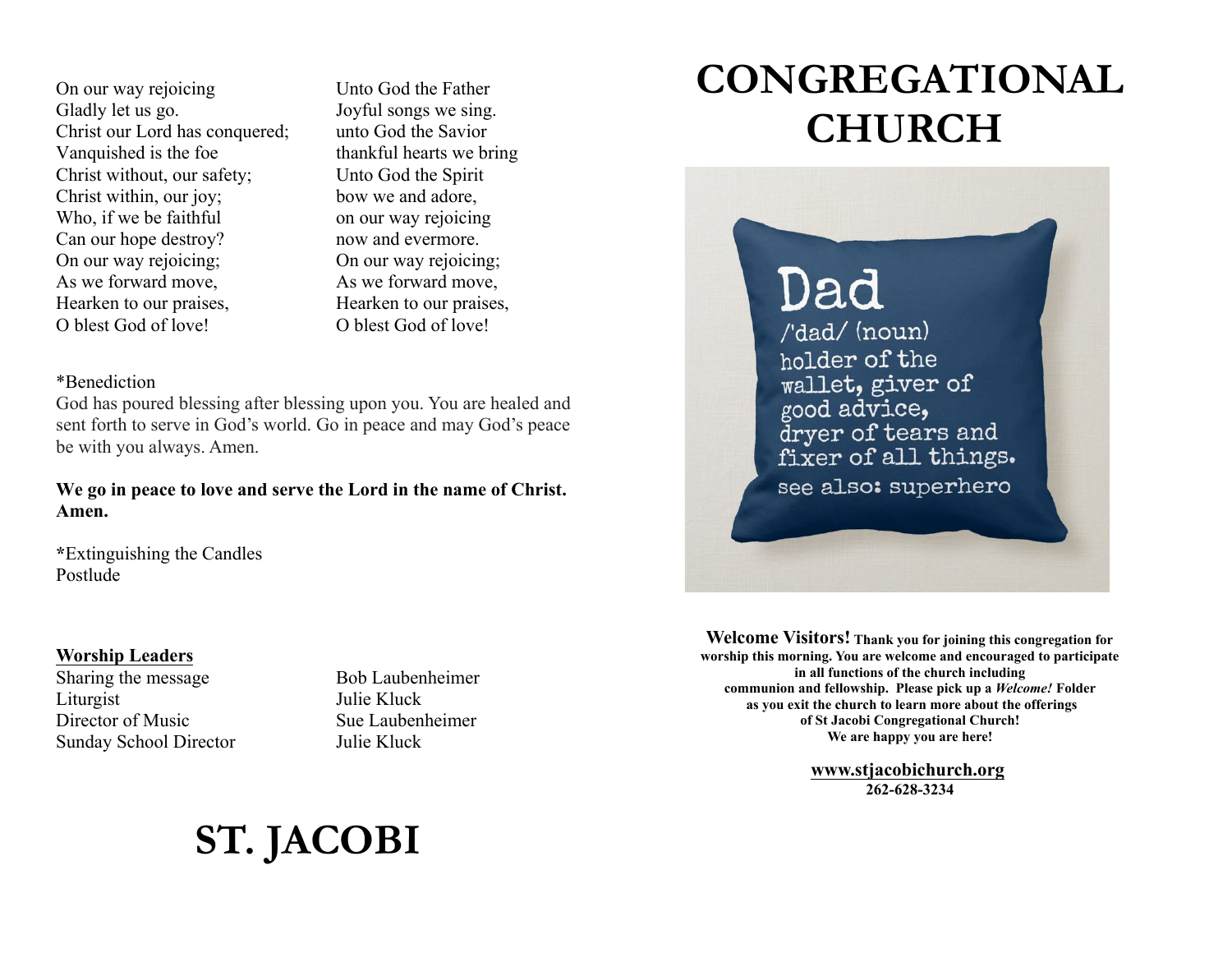On our way rejoicing
Gladly let us go.
Christ our Lord has conquered;
Vanquished is the foe
Christ without, our safety;
Christ within, our joy;
Who, if we be faithful
Can our hope destroy?
On our way rejoicing;
As we forward move,
Hearken to our praises,
O blest God of love!

Unto God the Father
Joyful songs we sing.
unto God the Savior
thankful hearts we bring
Unto God the Spirit
bow we and adore,
on our way rejoicing
now and evermore.
On our way rejoicing;
As we forward move,
Hearken to our praises,
O blest God of love!

*Benediction
God has poured blessing after blessing upon you. You are healed and sent forth to serve in God's world. Go in peace and may God's peace be with you always. Amen.

**We go in peace to love and serve the Lord in the name of Christ. Amen.**

*Extinguishing the Candles
Postlude

**Worship Leaders**

| | |
|---|---|
| Sharing the message | Bob Laubenheimer |
| Liturgist | Julie Kluck |
| Director of Music | Sue Laubenheimer |
| Sunday School Director | Julie Kluck |

# ST. JACOBI

# CONGREGATIONAL CHURCH

Dad
/'dad/ (noun)
holder of the wallet, giver of good advice, dryer of tears and fixer of all things.
see also: superhero

**Welcome Visitors! Thank you for joining this congregation for worship this morning. You are welcome and encouraged to participate in all functions of the church including communion and fellowship. Please pick up a *Welcome!* Folder as you exit the church to learn more about the offerings of St Jacobi Congregational Church! We are happy you are here!**

**www.stjacobichurch.org**
**262-628-3234**